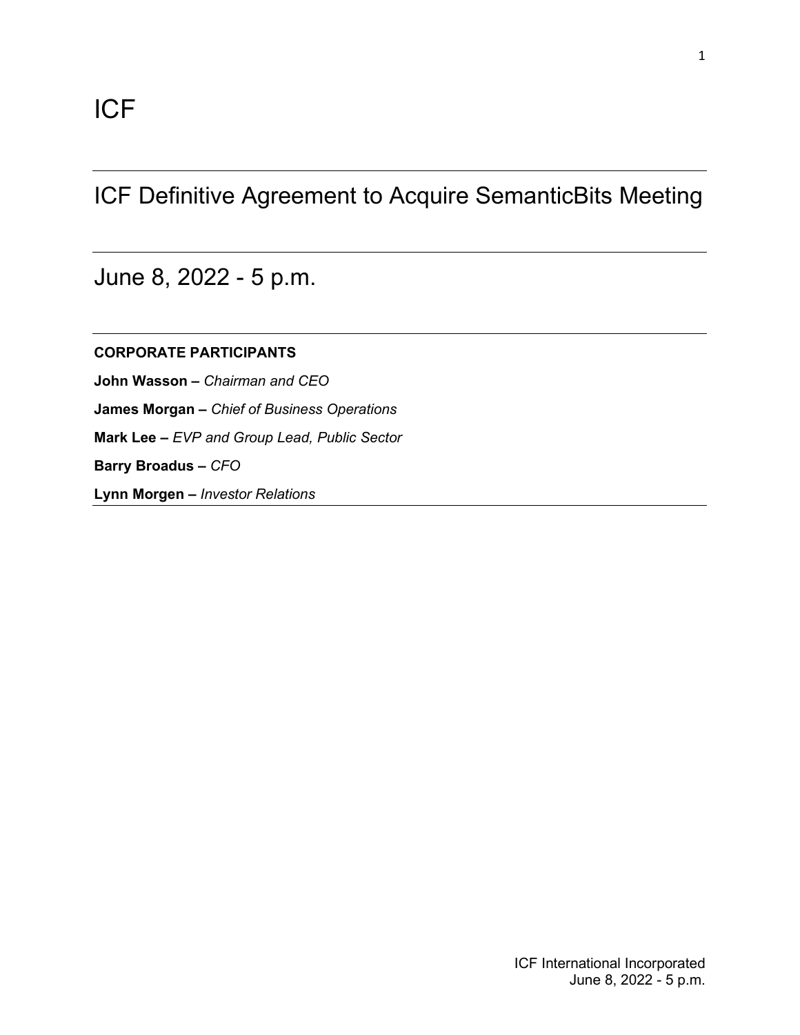# ICF

## ICF Definitive Agreement to Acquire SemanticBits Meeting

## June 8, 2022 - 5 p.m.

**CORPORATE PARTICIPANTS**

**John Wasson –** *Chairman and CEO*

**James Morgan –** *Chief of Business Operations*

**Mark Lee –** *EVP and Group Lead, Public Sector*

**Barry Broadus –** *CFO*

**Lynn Morgen –** *Investor Relations*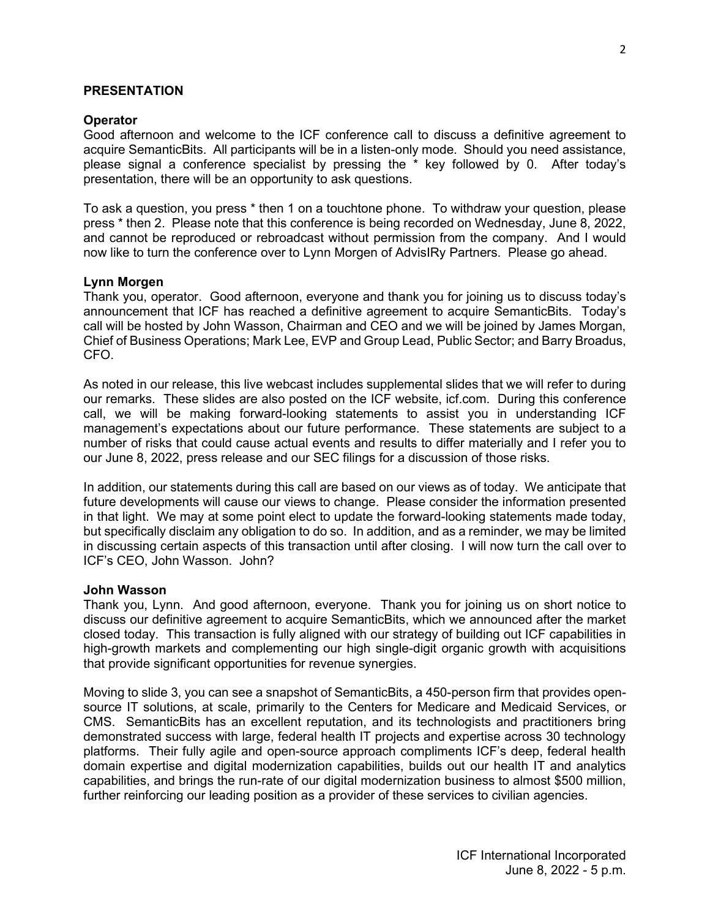**PRESENTATION**

**Operator**

Good afternoon and welcome to the ICF conference call to discuss a definitive agreement to acquire SemanticBits. All participants will be in a listen-only mode. Should you need assistance, please signal a conference specialist by pressing the * key followed by 0. After today's presentation, there will be an opportunity to ask questions.

To ask a question, you press * then 1 on a touchtone phone. To withdraw your question, please press * then 2. Please note that this conference is being recorded on Wednesday, June 8, 2022, and cannot be reproduced or rebroadcast without permission from the company. And I would now like to turn the conference over to Lynn Morgen of AdvisIRy Partners. Please go ahead.

**Lynn Morgen**

Thank you, operator. Good afternoon, everyone and thank you for joining us to discuss today's announcement that ICF has reached a definitive agreement to acquire SemanticBits. Today's call will be hosted by John Wasson, Chairman and CEO and we will be joined by James Morgan, Chief of Business Operations; Mark Lee, EVP and Group Lead, Public Sector; and Barry Broadus, CFO.

As noted in our release, this live webcast includes supplemental slides that we will refer to during our remarks. These slides are also posted on the ICF website, icf.com. During this conference call, we will be making forward-looking statements to assist you in understanding ICF management's expectations about our future performance. These statements are subject to a number of risks that could cause actual events and results to differ materially and I refer you to our June 8, 2022, press release and our SEC filings for a discussion of those risks.

In addition, our statements during this call are based on our views as of today. We anticipate that future developments will cause our views to change. Please consider the information presented in that light. We may at some point elect to update the forward-looking statements made today, but specifically disclaim any obligation to do so. In addition, and as a reminder, we may be limited in discussing certain aspects of this transaction until after closing. I will now turn the call over to ICF's CEO, John Wasson. John?

**John Wasson**

Thank you, Lynn. And good afternoon, everyone. Thank you for joining us on short notice to discuss our definitive agreement to acquire SemanticBits, which we announced after the market closed today. This transaction is fully aligned with our strategy of building out ICF capabilities in high-growth markets and complementing our high single-digit organic growth with acquisitions that provide significant opportunities for revenue synergies.

Moving to slide 3, you can see a snapshot of SemanticBits, a 450-person firm that provides open-source IT solutions, at scale, primarily to the Centers for Medicare and Medicaid Services, or CMS. SemanticBits has an excellent reputation, and its technologists and practitioners bring demonstrated success with large, federal health IT projects and expertise across 30 technology platforms. Their fully agile and open-source approach compliments ICF's deep, federal health domain expertise and digital modernization capabilities, builds out our health IT and analytics capabilities, and brings the run-rate of our digital modernization business to almost $500 million, further reinforcing our leading position as a provider of these services to civilian agencies.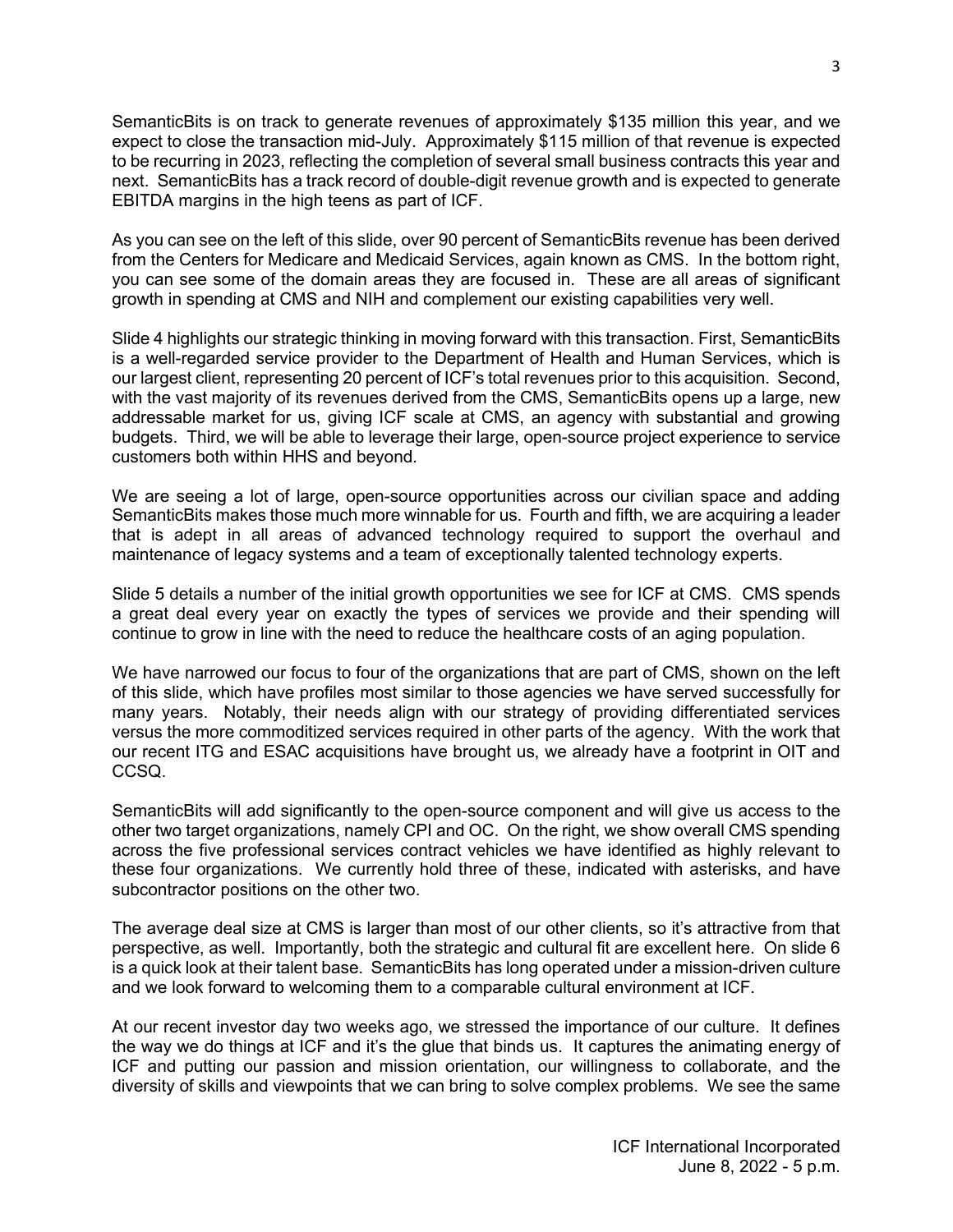SemanticBits is on track to generate revenues of approximately $135 million this year, and we expect to close the transaction mid-July. Approximately $115 million of that revenue is expected to be recurring in 2023, reflecting the completion of several small business contracts this year and next. SemanticBits has a track record of double-digit revenue growth and is expected to generate EBITDA margins in the high teens as part of ICF.

As you can see on the left of this slide, over 90 percent of SemanticBits revenue has been derived from the Centers for Medicare and Medicaid Services, again known as CMS. In the bottom right, you can see some of the domain areas they are focused in. These are all areas of significant growth in spending at CMS and NIH and complement our existing capabilities very well.

Slide 4 highlights our strategic thinking in moving forward with this transaction. First, SemanticBits is a well-regarded service provider to the Department of Health and Human Services, which is our largest client, representing 20 percent of ICF's total revenues prior to this acquisition. Second, with the vast majority of its revenues derived from the CMS, SemanticBits opens up a large, new addressable market for us, giving ICF scale at CMS, an agency with substantial and growing budgets. Third, we will be able to leverage their large, open-source project experience to service customers both within HHS and beyond.

We are seeing a lot of large, open-source opportunities across our civilian space and adding SemanticBits makes those much more winnable for us. Fourth and fifth, we are acquiring a leader that is adept in all areas of advanced technology required to support the overhaul and maintenance of legacy systems and a team of exceptionally talented technology experts.

Slide 5 details a number of the initial growth opportunities we see for ICF at CMS. CMS spends a great deal every year on exactly the types of services we provide and their spending will continue to grow in line with the need to reduce the healthcare costs of an aging population.

We have narrowed our focus to four of the organizations that are part of CMS, shown on the left of this slide, which have profiles most similar to those agencies we have served successfully for many years. Notably, their needs align with our strategy of providing differentiated services versus the more commoditized services required in other parts of the agency. With the work that our recent ITG and ESAC acquisitions have brought us, we already have a footprint in OIT and CCSQ.

SemanticBits will add significantly to the open-source component and will give us access to the other two target organizations, namely CPI and OC. On the right, we show overall CMS spending across the five professional services contract vehicles we have identified as highly relevant to these four organizations. We currently hold three of these, indicated with asterisks, and have subcontractor positions on the other two.

The average deal size at CMS is larger than most of our other clients, so it's attractive from that perspective, as well. Importantly, both the strategic and cultural fit are excellent here. On slide 6 is a quick look at their talent base. SemanticBits has long operated under a mission-driven culture and we look forward to welcoming them to a comparable cultural environment at ICF.

At our recent investor day two weeks ago, we stressed the importance of our culture. It defines the way we do things at ICF and it's the glue that binds us. It captures the animating energy of ICF and putting our passion and mission orientation, our willingness to collaborate, and the diversity of skills and viewpoints that we can bring to solve complex problems. We see the same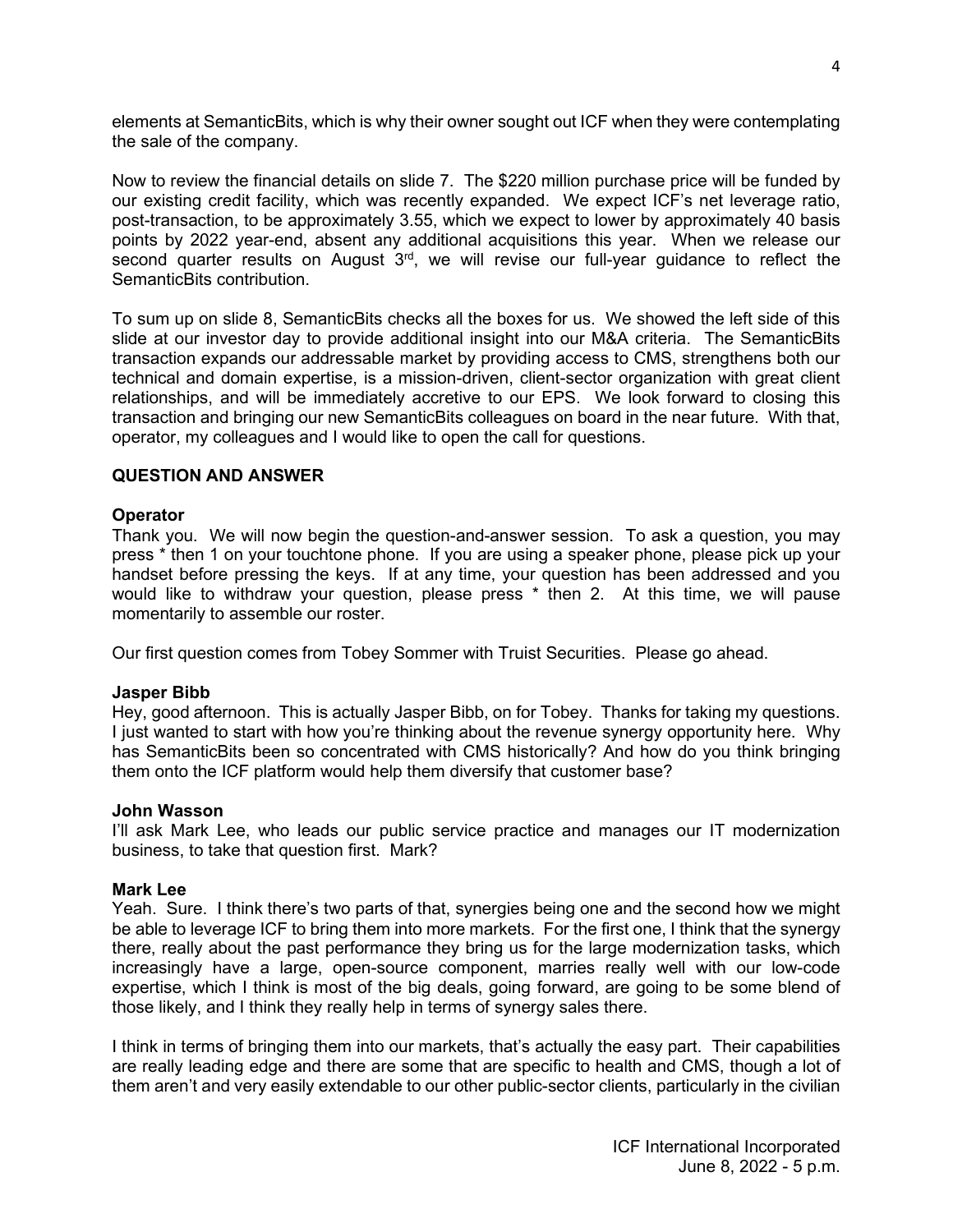elements at SemanticBits, which is why their owner sought out ICF when they were contemplating the sale of the company.

Now to review the financial details on slide 7. The $220 million purchase price will be funded by our existing credit facility, which was recently expanded. We expect ICF's net leverage ratio, post-transaction, to be approximately 3.55, which we expect to lower by approximately 40 basis points by 2022 year-end, absent any additional acquisitions this year. When we release our second quarter results on August 3rd, we will revise our full-year guidance to reflect the SemanticBits contribution.

To sum up on slide 8, SemanticBits checks all the boxes for us. We showed the left side of this slide at our investor day to provide additional insight into our M&A criteria. The SemanticBits transaction expands our addressable market by providing access to CMS, strengthens both our technical and domain expertise, is a mission-driven, client-sector organization with great client relationships, and will be immediately accretive to our EPS. We look forward to closing this transaction and bringing our new SemanticBits colleagues on board in the near future. With that, operator, my colleagues and I would like to open the call for questions.

## QUESTION AND ANSWER

**Operator**
Thank you. We will now begin the question-and-answer session. To ask a question, you may press * then 1 on your touchtone phone. If you are using a speaker phone, please pick up your handset before pressing the keys. If at any time, your question has been addressed and you would like to withdraw your question, please press * then 2. At this time, we will pause momentarily to assemble our roster.

Our first question comes from Tobey Sommer with Truist Securities. Please go ahead.

**Jasper Bibb**
Hey, good afternoon. This is actually Jasper Bibb, on for Tobey. Thanks for taking my questions. I just wanted to start with how you're thinking about the revenue synergy opportunity here. Why has SemanticBits been so concentrated with CMS historically? And how do you think bringing them onto the ICF platform would help them diversify that customer base?

**John Wasson**
I'll ask Mark Lee, who leads our public service practice and manages our IT modernization business, to take that question first. Mark?

**Mark Lee**
Yeah. Sure. I think there's two parts of that, synergies being one and the second how we might be able to leverage ICF to bring them into more markets. For the first one, I think that the synergy there, really about the past performance they bring us for the large modernization tasks, which increasingly have a large, open-source component, marries really well with our low-code expertise, which I think is most of the big deals, going forward, are going to be some blend of those likely, and I think they really help in terms of synergy sales there.

I think in terms of bringing them into our markets, that's actually the easy part. Their capabilities are really leading edge and there are some that are specific to health and CMS, though a lot of them aren't and very easily extendable to our other public-sector clients, particularly in the civilian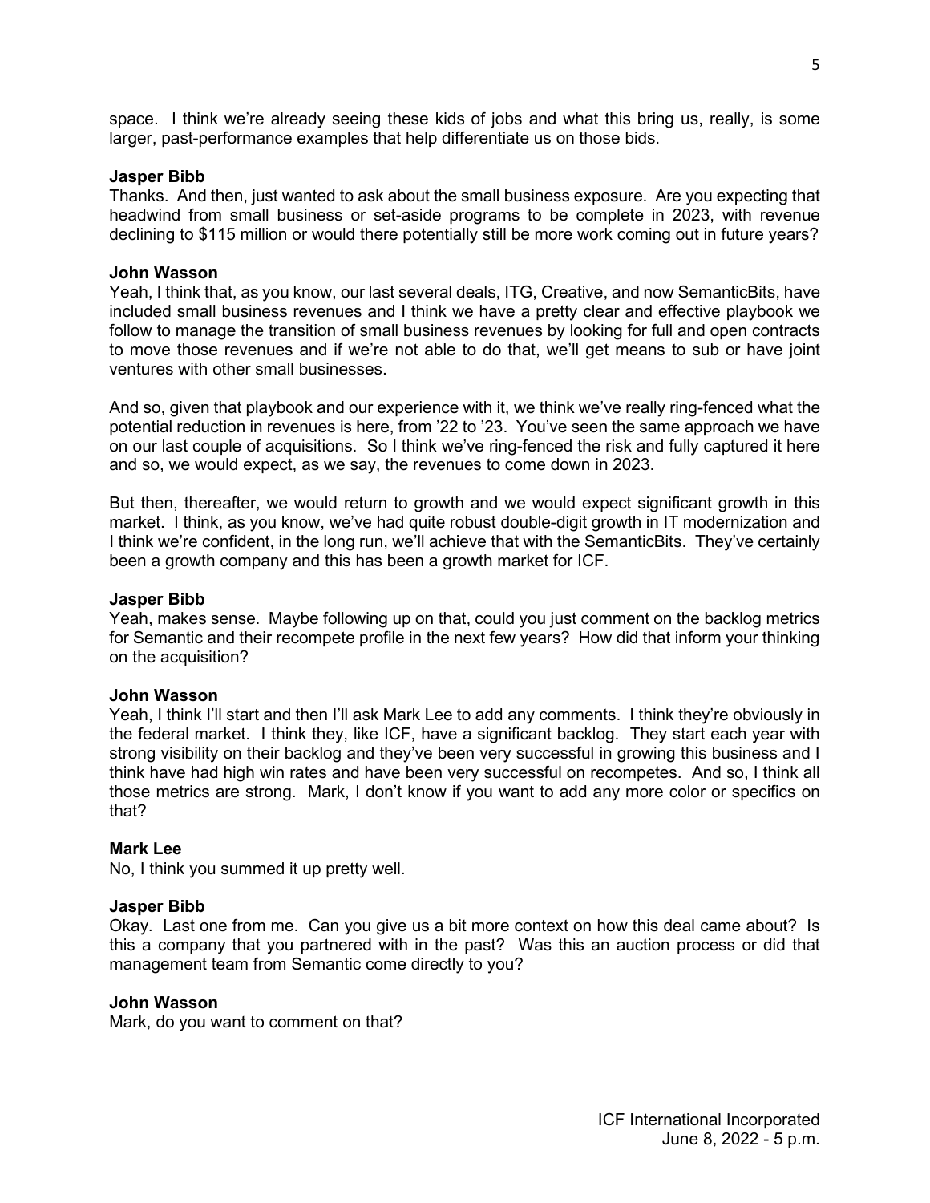space. I think we're already seeing these kids of jobs and what this bring us, really, is some larger, past-performance examples that help differentiate us on those bids.

**Jasper Bibb**
Thanks. And then, just wanted to ask about the small business exposure. Are you expecting that headwind from small business or set-aside programs to be complete in 2023, with revenue declining to $115 million or would there potentially still be more work coming out in future years?

**John Wasson**
Yeah, I think that, as you know, our last several deals, ITG, Creative, and now SemanticBits, have included small business revenues and I think we have a pretty clear and effective playbook we follow to manage the transition of small business revenues by looking for full and open contracts to move those revenues and if we're not able to do that, we'll get means to sub or have joint ventures with other small businesses.

And so, given that playbook and our experience with it, we think we've really ring-fenced what the potential reduction in revenues is here, from '22 to '23. You've seen the same approach we have on our last couple of acquisitions. So I think we've ring-fenced the risk and fully captured it here and so, we would expect, as we say, the revenues to come down in 2023.

But then, thereafter, we would return to growth and we would expect significant growth in this market. I think, as you know, we've had quite robust double-digit growth in IT modernization and I think we're confident, in the long run, we'll achieve that with the SemanticBits. They've certainly been a growth company and this has been a growth market for ICF.

**Jasper Bibb**
Yeah, makes sense. Maybe following up on that, could you just comment on the backlog metrics for Semantic and their recompete profile in the next few years? How did that inform your thinking on the acquisition?

**John Wasson**
Yeah, I think I'll start and then I'll ask Mark Lee to add any comments. I think they're obviously in the federal market. I think they, like ICF, have a significant backlog. They start each year with strong visibility on their backlog and they've been very successful in growing this business and I think have had high win rates and have been very successful on recompetes. And so, I think all those metrics are strong. Mark, I don't know if you want to add any more color or specifics on that?

**Mark Lee**
No, I think you summed it up pretty well.

**Jasper Bibb**
Okay. Last one from me. Can you give us a bit more context on how this deal came about? Is this a company that you partnered with in the past? Was this an auction process or did that management team from Semantic come directly to you?

**John Wasson**
Mark, do you want to comment on that?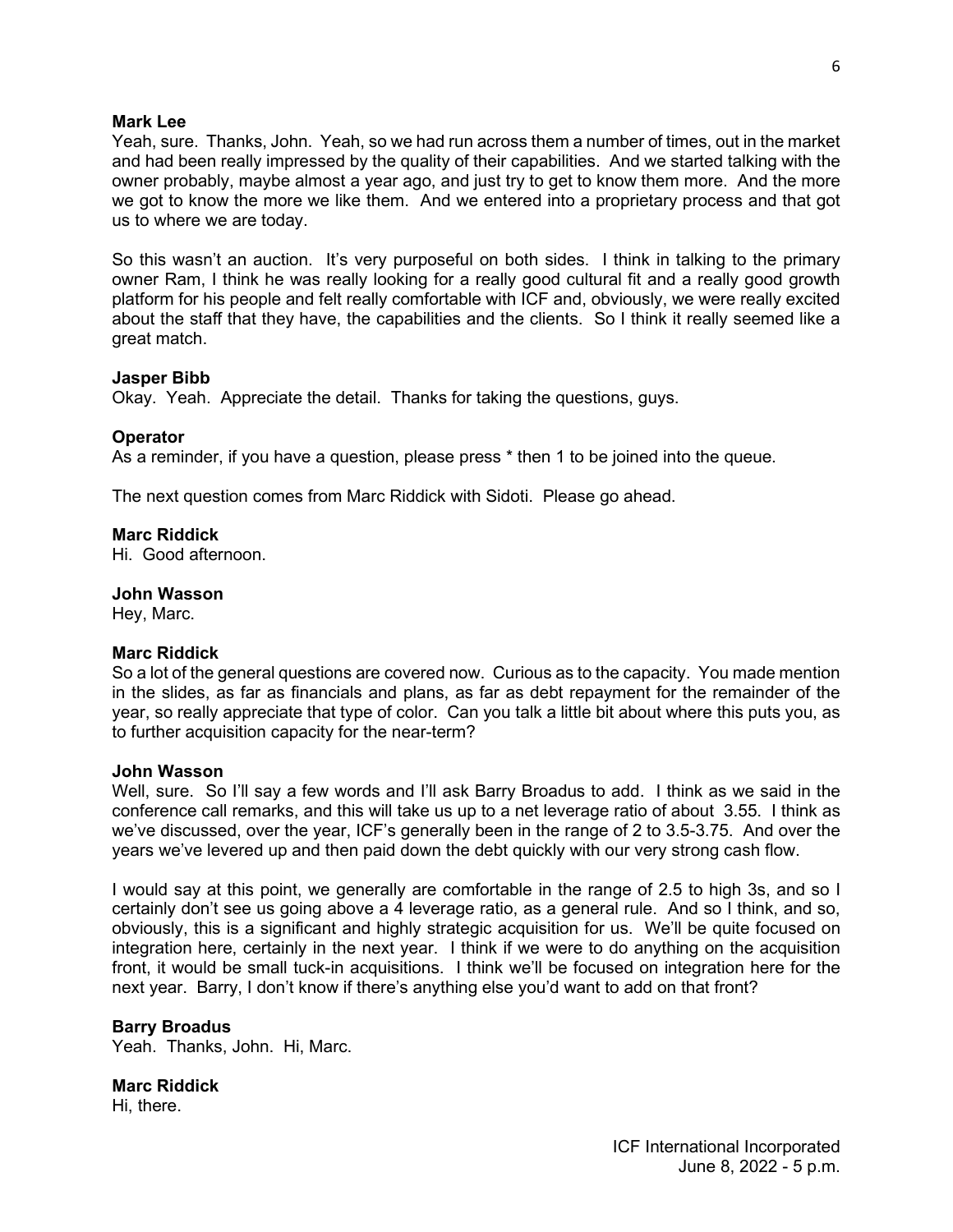**Mark Lee**
Yeah, sure. Thanks, John. Yeah, so we had run across them a number of times, out in the market and had been really impressed by the quality of their capabilities. And we started talking with the owner probably, maybe almost a year ago, and just try to get to know them more. And the more we got to know the more we like them. And we entered into a proprietary process and that got us to where we are today.

So this wasn't an auction. It's very purposeful on both sides. I think in talking to the primary owner Ram, I think he was really looking for a really good cultural fit and a really good growth platform for his people and felt really comfortable with ICF and, obviously, we were really excited about the staff that they have, the capabilities and the clients. So I think it really seemed like a great match.

**Jasper Bibb**
Okay. Yeah. Appreciate the detail. Thanks for taking the questions, guys.

**Operator**
As a reminder, if you have a question, please press * then 1 to be joined into the queue.

The next question comes from Marc Riddick with Sidoti. Please go ahead.

**Marc Riddick**
Hi. Good afternoon.

**John Wasson**
Hey, Marc.

**Marc Riddick**
So a lot of the general questions are covered now. Curious as to the capacity. You made mention in the slides, as far as financials and plans, as far as debt repayment for the remainder of the year, so really appreciate that type of color. Can you talk a little bit about where this puts you, as to further acquisition capacity for the near-term?

**John Wasson**
Well, sure. So I'll say a few words and I'll ask Barry Broadus to add. I think as we said in the conference call remarks, and this will take us up to a net leverage ratio of about 3.55. I think as we've discussed, over the year, ICF's generally been in the range of 2 to 3.5-3.75. And over the years we've levered up and then paid down the debt quickly with our very strong cash flow.

I would say at this point, we generally are comfortable in the range of 2.5 to high 3s, and so I certainly don't see us going above a 4 leverage ratio, as a general rule. And so I think, and so, obviously, this is a significant and highly strategic acquisition for us. We'll be quite focused on integration here, certainly in the next year. I think if we were to do anything on the acquisition front, it would be small tuck-in acquisitions. I think we'll be focused on integration here for the next year. Barry, I don't know if there's anything else you'd want to add on that front?

**Barry Broadus**
Yeah. Thanks, John. Hi, Marc.

**Marc Riddick**
Hi, there.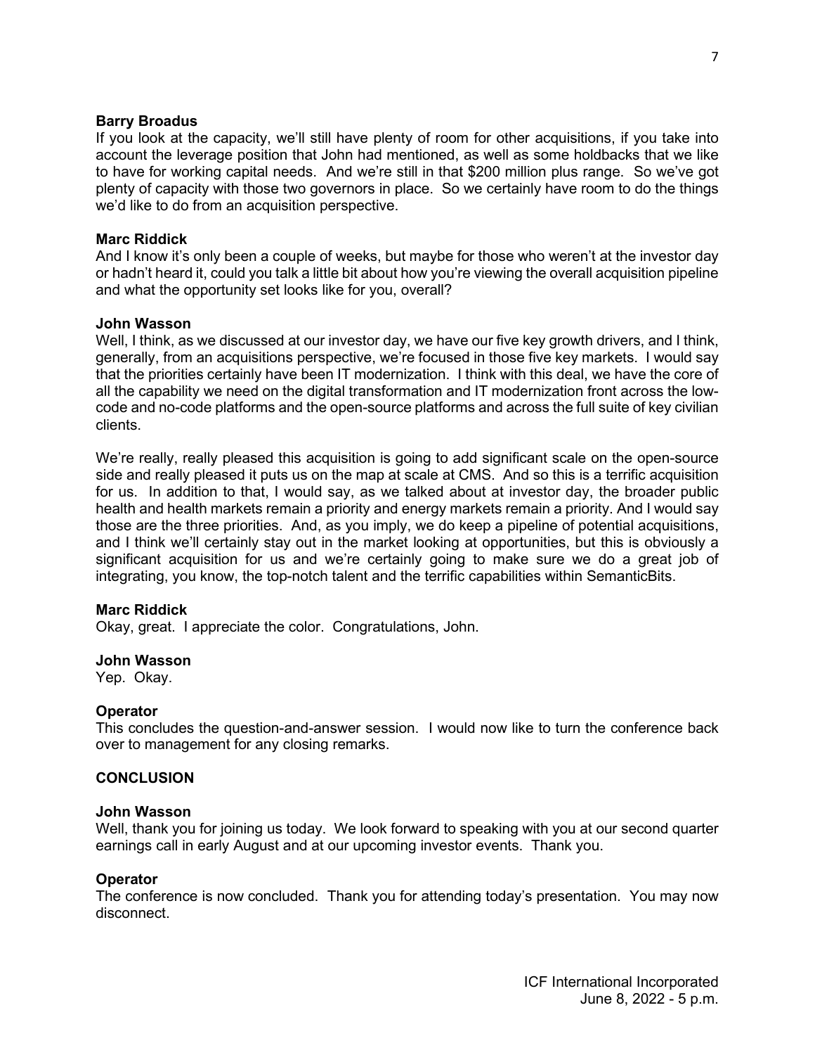**Barry Broadus**
If you look at the capacity, we'll still have plenty of room for other acquisitions, if you take into account the leverage position that John had mentioned, as well as some holdbacks that we like to have for working capital needs. And we're still in that $200 million plus range. So we've got plenty of capacity with those two governors in place. So we certainly have room to do the things we'd like to do from an acquisition perspective.

**Marc Riddick**
And I know it's only been a couple of weeks, but maybe for those who weren't at the investor day or hadn't heard it, could you talk a little bit about how you're viewing the overall acquisition pipeline and what the opportunity set looks like for you, overall?

**John Wasson**
Well, I think, as we discussed at our investor day, we have our five key growth drivers, and I think, generally, from an acquisitions perspective, we're focused in those five key markets. I would say that the priorities certainly have been IT modernization. I think with this deal, we have the core of all the capability we need on the digital transformation and IT modernization front across the low-code and no-code platforms and the open-source platforms and across the full suite of key civilian clients.

We're really, really pleased this acquisition is going to add significant scale on the open-source side and really pleased it puts us on the map at scale at CMS. And so this is a terrific acquisition for us. In addition to that, I would say, as we talked about at investor day, the broader public health and health markets remain a priority and energy markets remain a priority. And I would say those are the three priorities. And, as you imply, we do keep a pipeline of potential acquisitions, and I think we'll certainly stay out in the market looking at opportunities, but this is obviously a significant acquisition for us and we're certainly going to make sure we do a great job of integrating, you know, the top-notch talent and the terrific capabilities within SemanticBits.

**Marc Riddick**
Okay, great. I appreciate the color. Congratulations, John.

**John Wasson**
Yep. Okay.

**Operator**
This concludes the question-and-answer session. I would now like to turn the conference back over to management for any closing remarks.

## CONCLUSION

**John Wasson**
Well, thank you for joining us today. We look forward to speaking with you at our second quarter earnings call in early August and at our upcoming investor events. Thank you.

**Operator**
The conference is now concluded. Thank you for attending today's presentation. You may now disconnect.